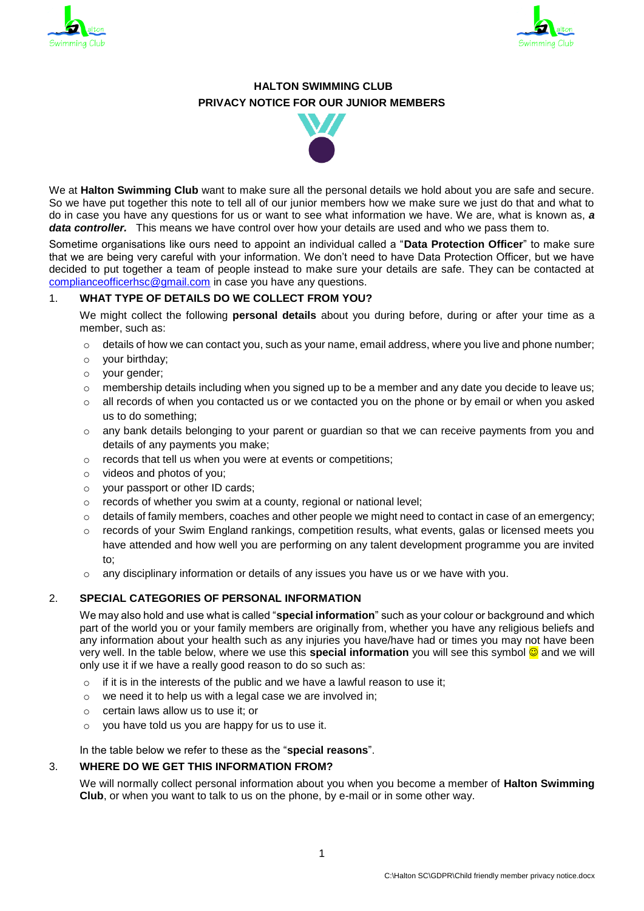**HALTON SWIMMING CLUB**
**PRIVACY NOTICE FOR OUR JUNIOR MEMBERS**

We at **Halton Swimming Club** want to make sure all the personal details we hold about you are safe and secure. So we have put together this note to tell all of our junior members how we make sure we just do that and what to do in case you have any questions for us or want to see what information we have. We are, what is known as, ***a data controller.*** This means we have control over how your details are used and who we pass them to.

Sometime organisations like ours need to appoint an individual called a "**Data Protection Officer**" to make sure that we are being very careful with your information. We don't need to have Data Protection Officer, but we have decided to put together a team of people instead to make sure your details are safe. They can be contacted at complianceofficerhsc@gmail.com in case you have any questions.

## 1. WHAT TYPE OF DETAILS DO WE COLLECT FROM YOU?

We might collect the following **personal details** about you during before, during or after your time as a member, such as:

- details of how we can contact you, such as your name, email address, where you live and phone number;
- your birthday;
- your gender;
- membership details including when you signed up to be a member and any date you decide to leave us;
- all records of when you contacted us or we contacted you on the phone or by email or when you asked us to do something;
- any bank details belonging to your parent or guardian so that we can receive payments from you and details of any payments you make;
- records that tell us when you were at events or competitions;
- videos and photos of you;
- your passport or other ID cards;
- records of whether you swim at a county, regional or national level;
- details of family members, coaches and other people we might need to contact in case of an emergency;
- records of your Swim England rankings, competition results, what events, galas or licensed meets you have attended and how well you are performing on any talent development programme you are invited to;
- any disciplinary information or details of any issues you have us or we have with you.

## 2. SPECIAL CATEGORIES OF PERSONAL INFORMATION

We may also hold and use what is called "**special information**" such as your colour or background and which part of the world you or your family members are originally from, whether you have any religious beliefs and any information about your health such as any injuries you have/have had or times you may not have been very well. In the table below, where we use this **special information** you will see this symbol ☺ and we will only use it if we have a really good reason to do so such as:

- if it is in the interests of the public and we have a lawful reason to use it;
- we need it to help us with a legal case we are involved in;
- certain laws allow us to use it; or
- you have told us you are happy for us to use it.

In the table below we refer to these as the "**special reasons**".

## 3. WHERE DO WE GET THIS INFORMATION FROM?

We will normally collect personal information about you when you become a member of **Halton Swimming Club**, or when you want to talk to us on the phone, by e-mail or in some other way.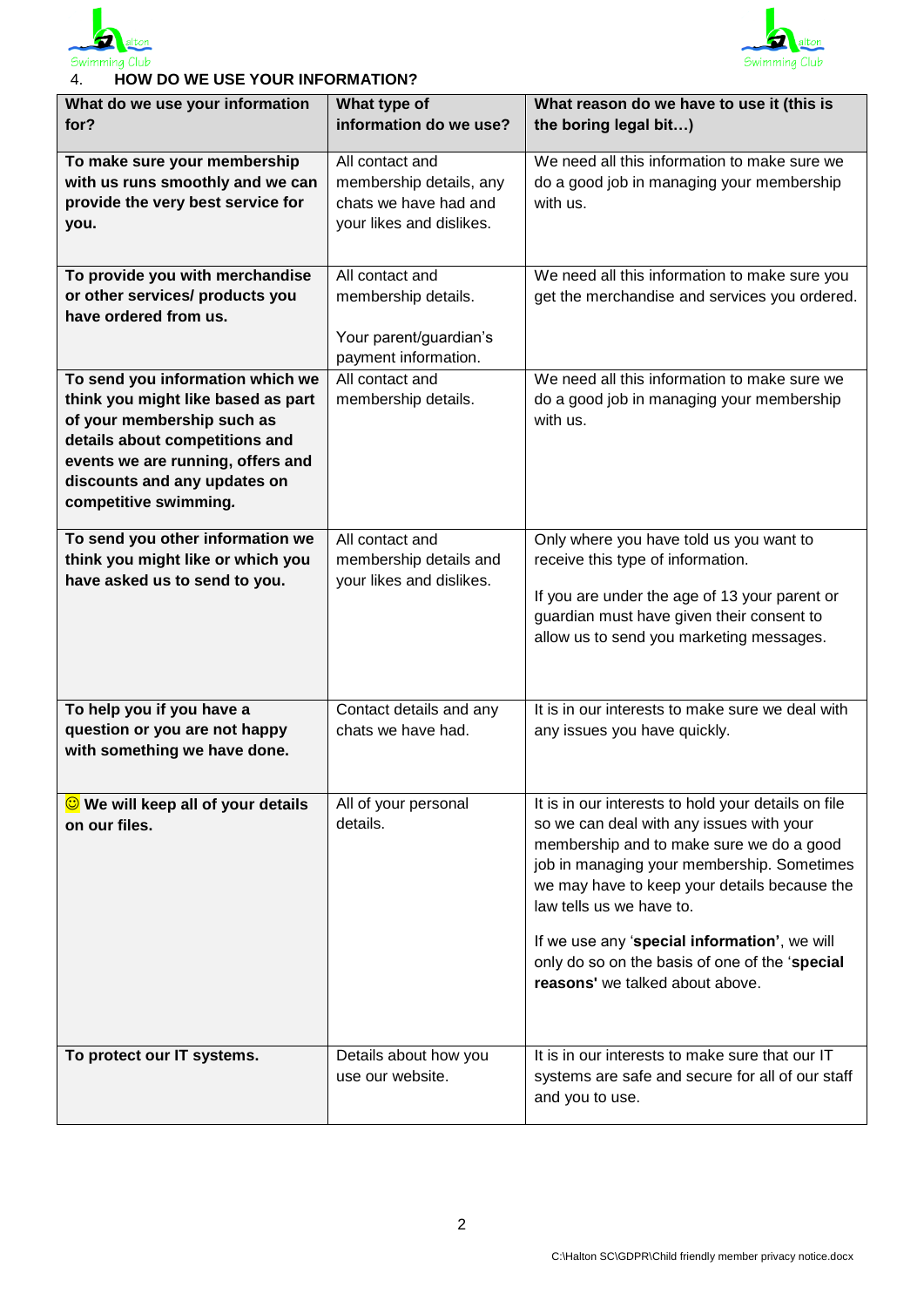## 4. HOW DO WE USE YOUR INFORMATION?

| What do we use your information for? | What type of information do we use? | What reason do we have to use it (this is the boring legal bit…) |
|---|---|---|
| **To make sure your membership with us runs smoothly and we can provide the very best service for you.** | All contact and membership details, any chats we have had and your likes and dislikes. | We need all this information to make sure we do a good job in managing your membership with us. |
| **To provide you with merchandise or other services/ products you have ordered from us.** | All contact and membership details.<br><br>Your parent/guardian's payment information. | We need all this information to make sure you get the merchandise and services you ordered. |
| **To send you information which we think you might like based as part of your membership such as details about competitions and events we are running, offers and discounts and any updates on competitive swimming.** | All contact and membership details. | We need all this information to make sure we do a good job in managing your membership with us. |
| **To send you other information we think you might like or which you have asked us to send to you.** | All contact and membership details and your likes and dislikes. | Only where you have told us you want to receive this type of information.<br><br>If you are under the age of 13 your parent or guardian must have given their consent to allow us to send you marketing messages. |
| **To help you if you have a question or you are not happy with something we have done.** | Contact details and any chats we have had. | It is in our interests to make sure we deal with any issues you have quickly. |
| ☺ **We will keep all of your details on our files.** | All of your personal details. | It is in our interests to hold your details on file so we can deal with any issues with your membership and to make sure we do a good job in managing your membership. Sometimes we may have to keep your details because the law tells us we have to.<br><br>If we use any '**special information**', we will only do so on the basis of one of the '**special reasons'** we talked about above. |
| **To protect our IT systems.** | Details about how you use our website. | It is in our interests to make sure that our IT systems are safe and secure for all of our staff and you to use. |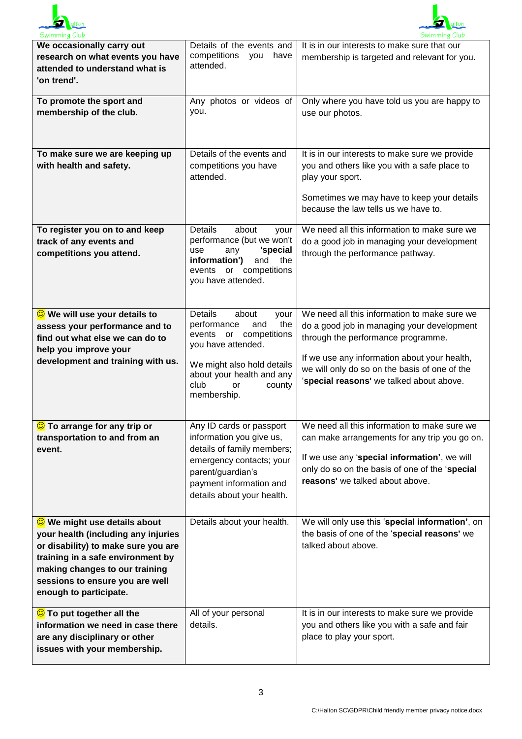| | | |
|---|---|---|
| **We occasionally carry out research on what events you have attended to understand what is 'on trend'.** | Details of the events and competitions you have attended. | It is in our interests to make sure that our membership is targeted and relevant for you. |
| **To promote the sport and membership of the club.** | Any photos or videos of you. | Only where you have told us you are happy to use our photos. |
| **To make sure we are keeping up with health and safety.** | Details of the events and competitions you have attended. | It is in our interests to make sure we provide you and others like you with a safe place to play your sport.<br><br>Sometimes we may have to keep your details because the law tells us we have to. |
| **To register you on to and keep track of any events and competitions you attend.** | Details about your performance (but we won't use any **'special information')** and the events or competitions you have attended. | We need all this information to make sure we do a good job in managing your development through the performance pathway. |
| ☺ **We will use your details to assess your performance and to find out what else we can do to help you improve your development and training with us.** | Details about your performance and the events or competitions you have attended.<br><br>We might also hold details about your health and any club or county membership. | We need all this information to make sure we do a good job in managing your development through the performance programme.<br><br>If we use any information about your health, we will only do so on the basis of one of the '**special reasons'** we talked about above. |
| ☺ **To arrange for any trip or transportation to and from an event.** | Any ID cards or passport information you give us, details of family members; emergency contacts; your parent/guardian's payment information and details about your health. | We need all this information to make sure we can make arrangements for any trip you go on.<br><br>If we use any '**special information'**, we will only do so on the basis of one of the '**special reasons'** we talked about above. |
| ☺ **We might use details about your health (including any injuries or disability) to make sure you are training in a safe environment by making changes to our training sessions to ensure you are well enough to participate.** | Details about your health. | We will only use this '**special information'**, on the basis of one of the '**special reasons'** we talked about above. |
| ☺ **To put together all the information we need in case there are any disciplinary or other issues with your membership.** | All of your personal details. | It is in our interests to make sure we provide you and others like you with a safe and fair place to play your sport. |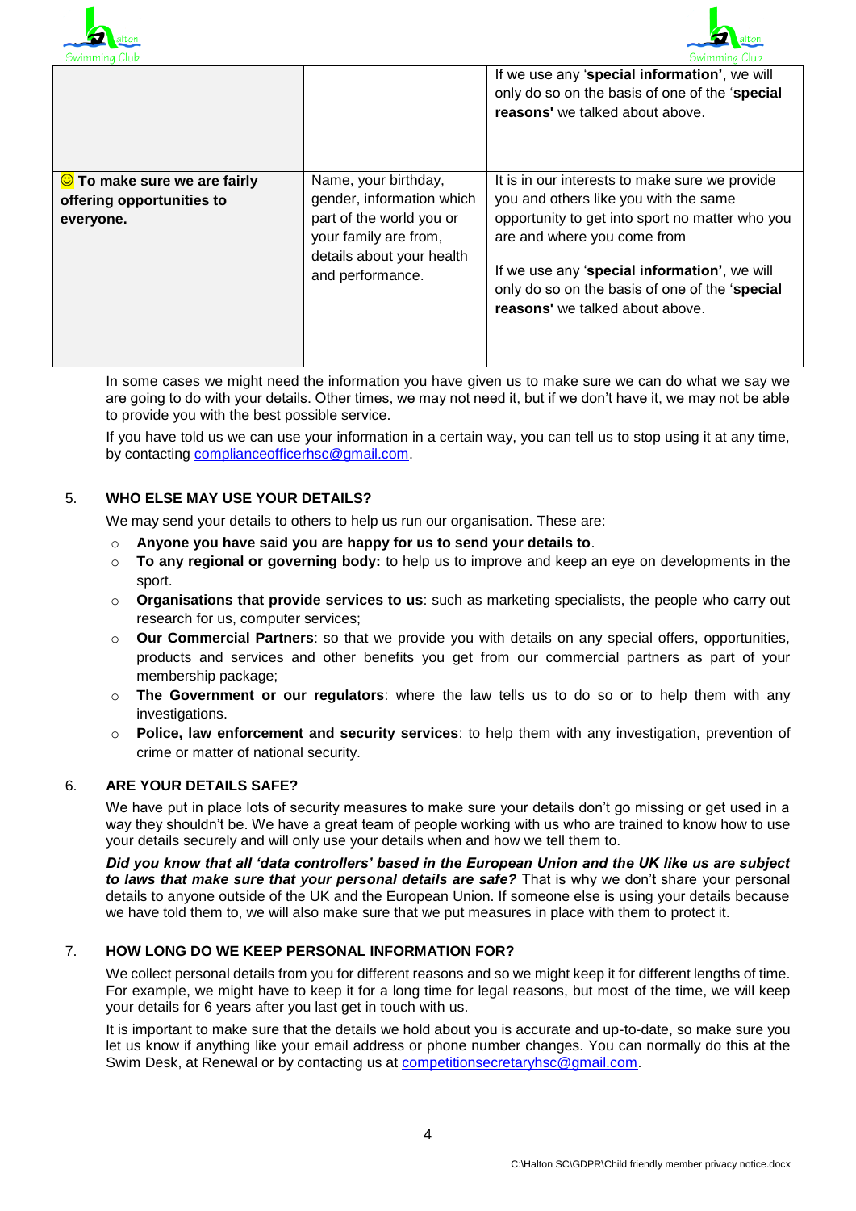| | | |
|---|---|---|
| | | If we use any '**special information**', we will only do so on the basis of one of the '**special reasons'** we talked about above. |
| ☺ **To make sure we are fairly offering opportunities to everyone.** | Name, your birthday, gender, information which part of the world you or your family are from, details about your health and performance. | It is in our interests to make sure we provide you and others like you with the same opportunity to get into sport no matter who you are and where you come from<br><br>If we use any '**special information'**, we will only do so on the basis of one of the '**special reasons'** we talked about above. |

In some cases we might need the information you have given us to make sure we can do what we say we are going to do with your details. Other times, we may not need it, but if we don't have it, we may not be able to provide you with the best possible service.

If you have told us we can use your information in a certain way, you can tell us to stop using it at any time, by contacting complianceofficerhsc@gmail.com.

## 5. WHO ELSE MAY USE YOUR DETAILS?

We may send your details to others to help us run our organisation. These are:

- **Anyone you have said you are happy for us to send your details to**.
- **To any regional or governing body:** to help us to improve and keep an eye on developments in the sport.
- **Organisations that provide services to us**: such as marketing specialists, the people who carry out research for us, computer services;
- **Our Commercial Partners**: so that we provide you with details on any special offers, opportunities, products and services and other benefits you get from our commercial partners as part of your membership package;
- **The Government or our regulators**: where the law tells us to do so or to help them with any investigations.
- **Police, law enforcement and security services**: to help them with any investigation, prevention of crime or matter of national security.

## 6. ARE YOUR DETAILS SAFE?

We have put in place lots of security measures to make sure your details don't go missing or get used in a way they shouldn't be. We have a great team of people working with us who are trained to know how to use your details securely and will only use your details when and how we tell them to.

***Did you know that all 'data controllers' based in the European Union and the UK like us are subject to laws that make sure that your personal details are safe?*** That is why we don't share your personal details to anyone outside of the UK and the European Union. If someone else is using your details because we have told them to, we will also make sure that we put measures in place with them to protect it.

## 7. HOW LONG DO WE KEEP PERSONAL INFORMATION FOR?

We collect personal details from you for different reasons and so we might keep it for different lengths of time. For example, we might have to keep it for a long time for legal reasons, but most of the time, we will keep your details for 6 years after you last get in touch with us.

It is important to make sure that the details we hold about you is accurate and up-to-date, so make sure you let us know if anything like your email address or phone number changes. You can normally do this at the Swim Desk, at Renewal or by contacting us at competitionsecretaryhsc@gmail.com.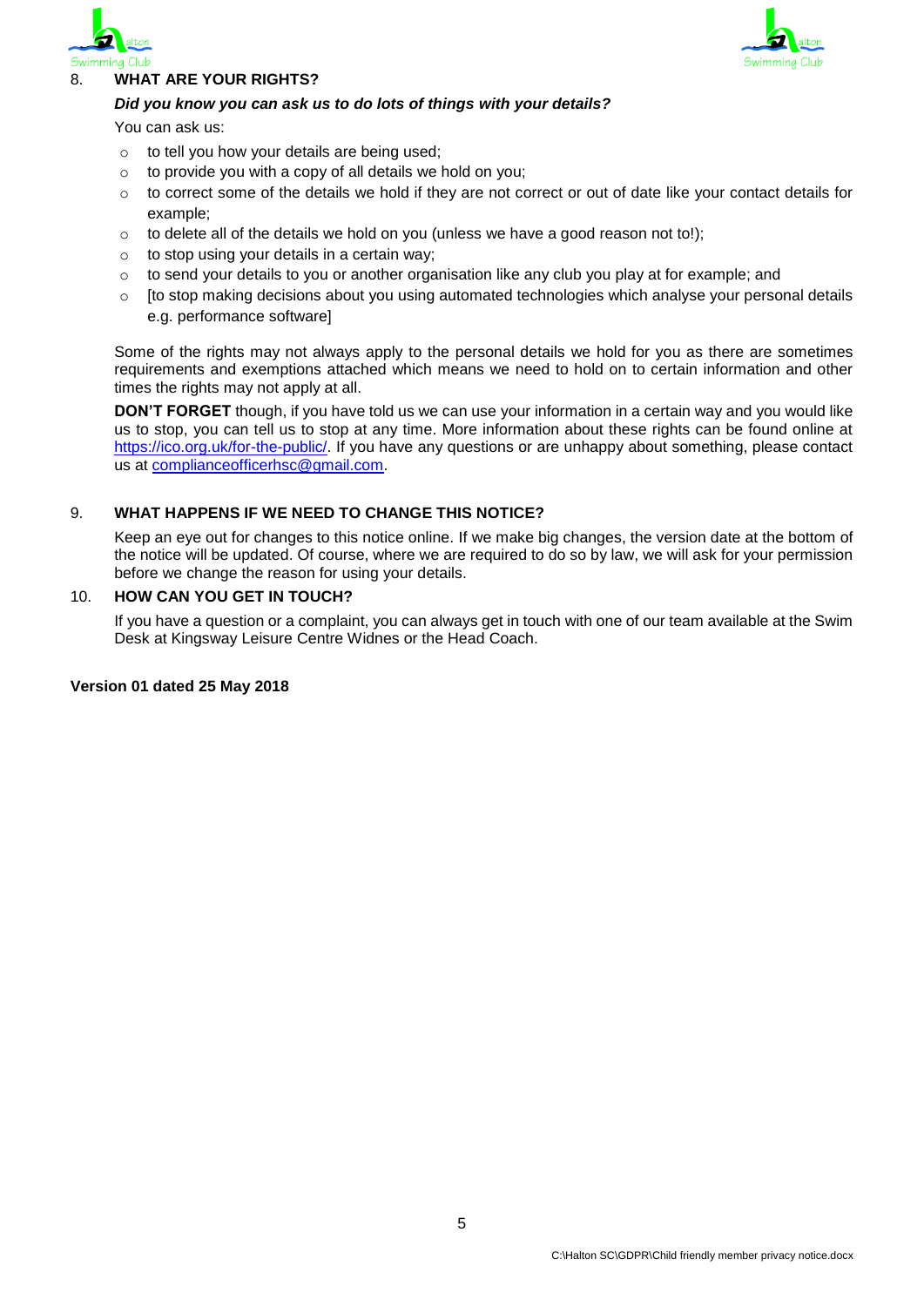## 8. WHAT ARE YOUR RIGHTS?

***Did you know you can ask us to do lots of things with your details?***

You can ask us:

- to tell you how your details are being used;
- to provide you with a copy of all details we hold on you;
- to correct some of the details we hold if they are not correct or out of date like your contact details for example;
- to delete all of the details we hold on you (unless we have a good reason not to!);
- to stop using your details in a certain way;
- to send your details to you or another organisation like any club you play at for example; and
- [to stop making decisions about you using automated technologies which analyse your personal details e.g. performance software]

Some of the rights may not always apply to the personal details we hold for you as there are sometimes requirements and exemptions attached which means we need to hold on to certain information and other times the rights may not apply at all.

**DON'T FORGET** though, if you have told us we can use your information in a certain way and you would like us to stop, you can tell us to stop at any time. More information about these rights can be found online at https://ico.org.uk/for-the-public/. If you have any questions or are unhappy about something, please contact us at complianceofficerhsc@gmail.com.

## 9. WHAT HAPPENS IF WE NEED TO CHANGE THIS NOTICE?

Keep an eye out for changes to this notice online. If we make big changes, the version date at the bottom of the notice will be updated. Of course, where we are required to do so by law, we will ask for your permission before we change the reason for using your details.

## 10. HOW CAN YOU GET IN TOUCH?

If you have a question or a complaint, you can always get in touch with one of our team available at the Swim Desk at Kingsway Leisure Centre Widnes or the Head Coach.

**Version 01 dated 25 May 2018**